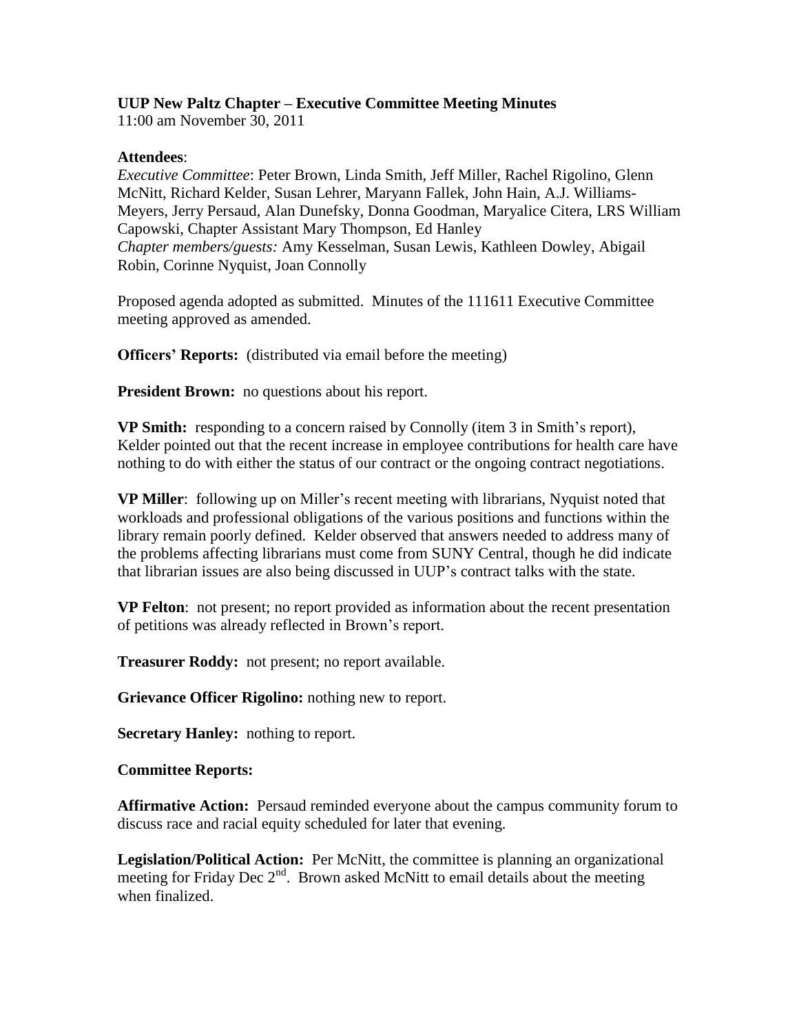**UUP New Paltz Chapter – Executive Committee Meeting Minutes**
11:00 am November 30, 2011

**Attendees**:
*Executive Committee*: Peter Brown, Linda Smith, Jeff Miller, Rachel Rigolino, Glenn McNitt, Richard Kelder, Susan Lehrer, Maryann Fallek, John Hain, A.J. Williams-Meyers, Jerry Persaud, Alan Dunefsky, Donna Goodman, Maryalice Citera, LRS William Capowski, Chapter Assistant Mary Thompson, Ed Hanley
*Chapter members/guests:* Amy Kesselman, Susan Lewis, Kathleen Dowley, Abigail Robin, Corinne Nyquist, Joan Connolly

Proposed agenda adopted as submitted. Minutes of the 111611 Executive Committee meeting approved as amended.

**Officers' Reports:** (distributed via email before the meeting)

**President Brown:** no questions about his report.

**VP Smith:** responding to a concern raised by Connolly (item 3 in Smith's report), Kelder pointed out that the recent increase in employee contributions for health care have nothing to do with either the status of our contract or the ongoing contract negotiations.

**VP Miller**: following up on Miller's recent meeting with librarians, Nyquist noted that workloads and professional obligations of the various positions and functions within the library remain poorly defined. Kelder observed that answers needed to address many of the problems affecting librarians must come from SUNY Central, though he did indicate that librarian issues are also being discussed in UUP's contract talks with the state.

**VP Felton**: not present; no report provided as information about the recent presentation of petitions was already reflected in Brown's report.

**Treasurer Roddy:** not present; no report available.

**Grievance Officer Rigolino:** nothing new to report.

**Secretary Hanley:** nothing to report.

**Committee Reports:**

**Affirmative Action:** Persaud reminded everyone about the campus community forum to discuss race and racial equity scheduled for later that evening.

**Legislation/Political Action:** Per McNitt, the committee is planning an organizational meeting for Friday Dec 2nd. Brown asked McNitt to email details about the meeting when finalized.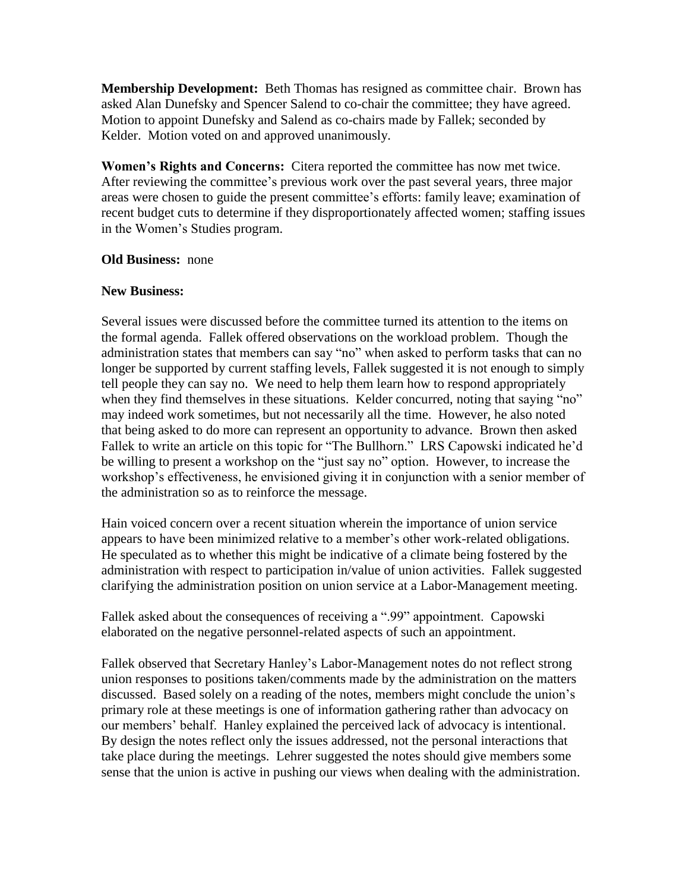**Membership Development:** Beth Thomas has resigned as committee chair. Brown has asked Alan Dunefsky and Spencer Salend to co-chair the committee; they have agreed. Motion to appoint Dunefsky and Salend as co-chairs made by Fallek; seconded by Kelder. Motion voted on and approved unanimously.

**Women's Rights and Concerns:** Citera reported the committee has now met twice. After reviewing the committee's previous work over the past several years, three major areas were chosen to guide the present committee's efforts: family leave; examination of recent budget cuts to determine if they disproportionately affected women; staffing issues in the Women's Studies program.

**Old Business:** none

**New Business:**

Several issues were discussed before the committee turned its attention to the items on the formal agenda. Fallek offered observations on the workload problem. Though the administration states that members can say "no" when asked to perform tasks that can no longer be supported by current staffing levels, Fallek suggested it is not enough to simply tell people they can say no. We need to help them learn how to respond appropriately when they find themselves in these situations. Kelder concurred, noting that saying "no" may indeed work sometimes, but not necessarily all the time. However, he also noted that being asked to do more can represent an opportunity to advance. Brown then asked Fallek to write an article on this topic for "The Bullhorn." LRS Capowski indicated he'd be willing to present a workshop on the "just say no" option. However, to increase the workshop's effectiveness, he envisioned giving it in conjunction with a senior member of the administration so as to reinforce the message.

Hain voiced concern over a recent situation wherein the importance of union service appears to have been minimized relative to a member's other work-related obligations. He speculated as to whether this might be indicative of a climate being fostered by the administration with respect to participation in/value of union activities. Fallek suggested clarifying the administration position on union service at a Labor-Management meeting.

Fallek asked about the consequences of receiving a ".99" appointment. Capowski elaborated on the negative personnel-related aspects of such an appointment.

Fallek observed that Secretary Hanley's Labor-Management notes do not reflect strong union responses to positions taken/comments made by the administration on the matters discussed. Based solely on a reading of the notes, members might conclude the union's primary role at these meetings is one of information gathering rather than advocacy on our members' behalf. Hanley explained the perceived lack of advocacy is intentional. By design the notes reflect only the issues addressed, not the personal interactions that take place during the meetings. Lehrer suggested the notes should give members some sense that the union is active in pushing our views when dealing with the administration.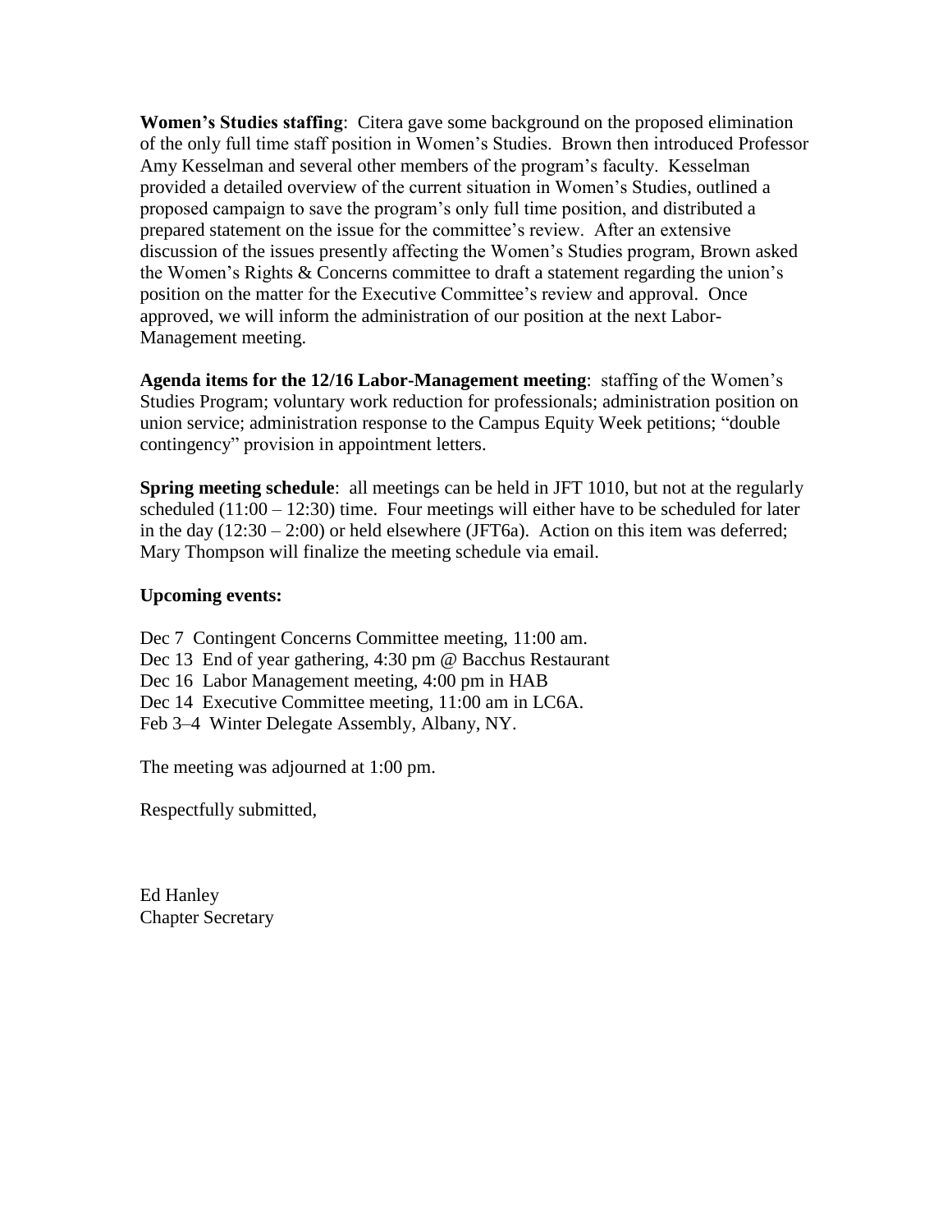**Women's Studies staffing**: Citera gave some background on the proposed elimination of the only full time staff position in Women's Studies. Brown then introduced Professor Amy Kesselman and several other members of the program's faculty. Kesselman provided a detailed overview of the current situation in Women's Studies, outlined a proposed campaign to save the program's only full time position, and distributed a prepared statement on the issue for the committee's review. After an extensive discussion of the issues presently affecting the Women's Studies program, Brown asked the Women's Rights & Concerns committee to draft a statement regarding the union's position on the matter for the Executive Committee's review and approval. Once approved, we will inform the administration of our position at the next Labor-Management meeting.

**Agenda items for the 12/16 Labor-Management meeting**: staffing of the Women's Studies Program; voluntary work reduction for professionals; administration position on union service; administration response to the Campus Equity Week petitions; "double contingency" provision in appointment letters.

**Spring meeting schedule**: all meetings can be held in JFT 1010, but not at the regularly scheduled (11:00 – 12:30) time. Four meetings will either have to be scheduled for later in the day (12:30 – 2:00) or held elsewhere (JFT6a). Action on this item was deferred; Mary Thompson will finalize the meeting schedule via email.

**Upcoming events:**

Dec 7 Contingent Concerns Committee meeting, 11:00 am.
Dec 13 End of year gathering, 4:30 pm @ Bacchus Restaurant
Dec 16 Labor Management meeting, 4:00 pm in HAB
Dec 14 Executive Committee meeting, 11:00 am in LC6A.
Feb 3–4 Winter Delegate Assembly, Albany, NY.

The meeting was adjourned at 1:00 pm.

Respectfully submitted,

Ed Hanley
Chapter Secretary